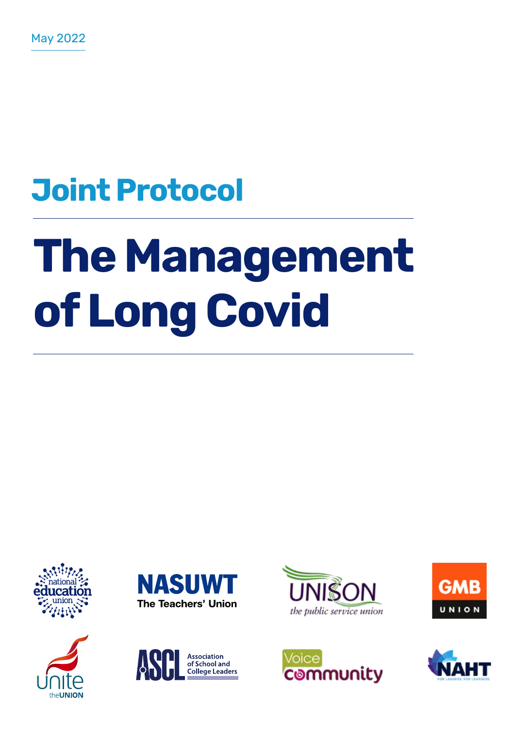May 2022

## Joint Protocol

# The Management of Long Covid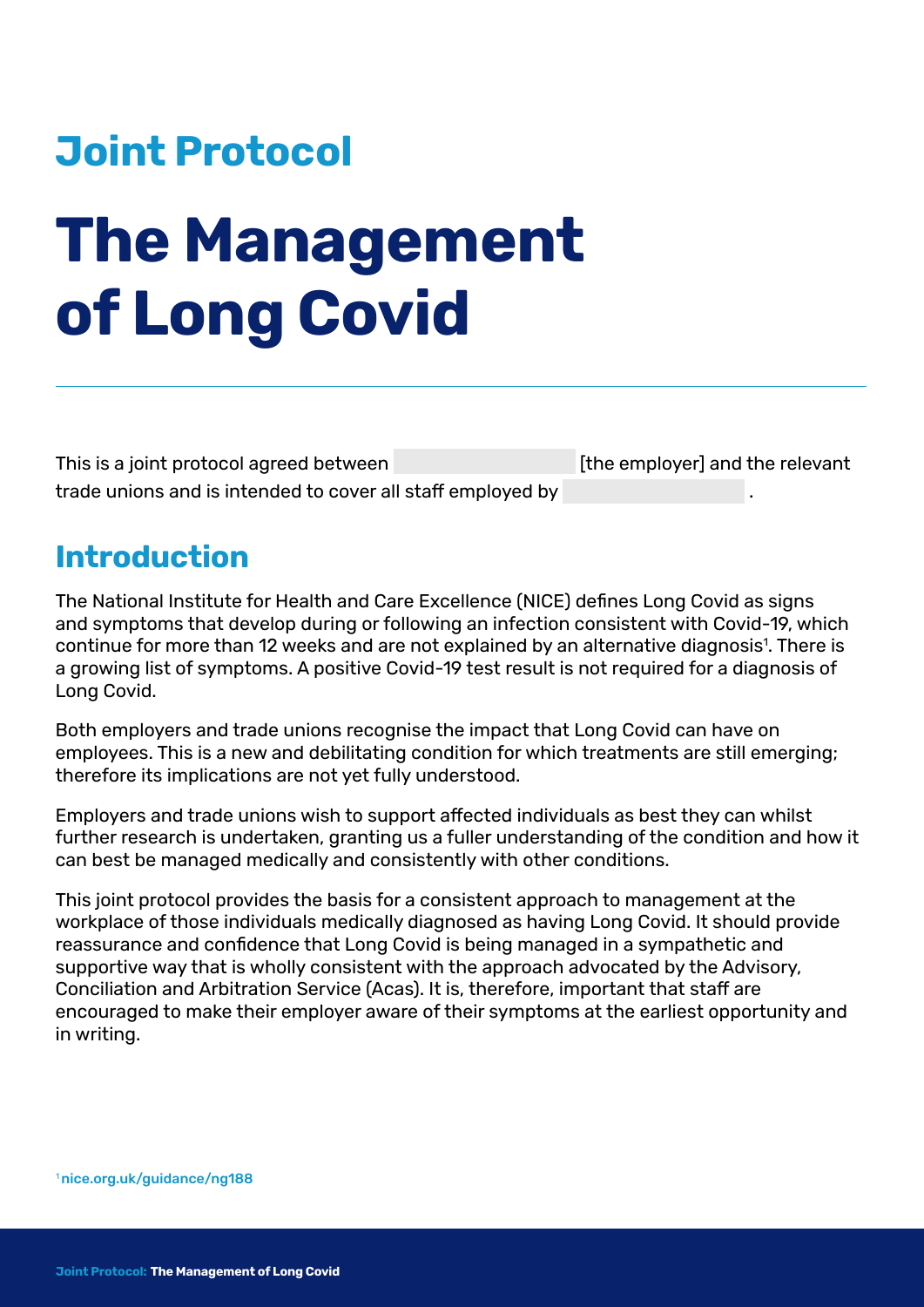# Joint Protocol

# The Management of Long Covid

---

This is a joint protocol agreed between __________________ [the employer] and the relevant trade unions and is intended to cover all staff employed by __________________.

## Introduction

The National Institute for Health and Care Excellence (NICE) defines Long Covid as signs and symptoms that develop during or following an infection consistent with Covid-19, which continue for more than 12 weeks and are not explained by an alternative diagnosis[1]. There is a growing list of symptoms. A positive Covid-19 test result is not required for a diagnosis of Long Covid.

Both employers and trade unions recognise the impact that Long Covid can have on employees. This is a new and debilitating condition for which treatments are still emerging; therefore its implications are not yet fully understood.

Employers and trade unions wish to support affected individuals as best they can whilst further research is undertaken, granting us a fuller understanding of the condition and how it can best be managed medically and consistently with other conditions.

This joint protocol provides the basis for a consistent approach to management at the workplace of those individuals medically diagnosed as having Long Covid. It should provide reassurance and confidence that Long Covid is being managed in a sympathetic and supportive way that is wholly consistent with the approach advocated by the Advisory, Conciliation and Arbitration Service (Acas). It is, therefore, important that staff are encouraged to make their employer aware of their symptoms at the earliest opportunity and in writing.

[1] nice.org.uk/guidance/ng188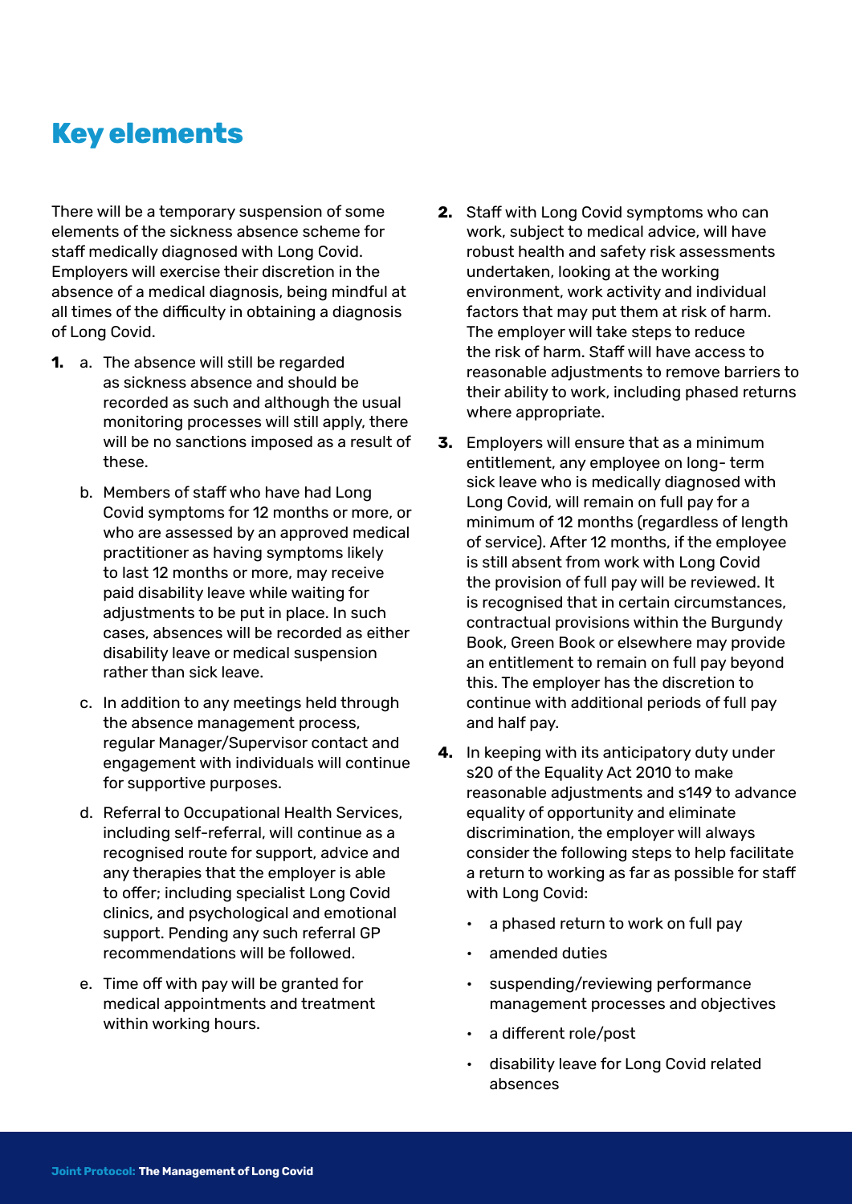## Key elements

There will be a temporary suspension of some elements of the sickness absence scheme for staff medically diagnosed with Long Covid. Employers will exercise their discretion in the absence of a medical diagnosis, being mindful at all times of the difficulty in obtaining a diagnosis of Long Covid.

1. a. The absence will still be regarded as sickness absence and should be recorded as such and although the usual monitoring processes will still apply, there will be no sanctions imposed as a result of these.

   b. Members of staff who have had Long Covid symptoms for 12 months or more, or who are assessed by an approved medical practitioner as having symptoms likely to last 12 months or more, may receive paid disability leave while waiting for adjustments to be put in place. In such cases, absences will be recorded as either disability leave or medical suspension rather than sick leave.

   c. In addition to any meetings held through the absence management process, regular Manager/Supervisor contact and engagement with individuals will continue for supportive purposes.

   d. Referral to Occupational Health Services, including self-referral, will continue as a recognised route for support, advice and any therapies that the employer is able to offer; including specialist Long Covid clinics, and psychological and emotional support. Pending any such referral GP recommendations will be followed.

   e. Time off with pay will be granted for medical appointments and treatment within working hours.

2. Staff with Long Covid symptoms who can work, subject to medical advice, will have robust health and safety risk assessments undertaken, looking at the working environment, work activity and individual factors that may put them at risk of harm. The employer will take steps to reduce the risk of harm. Staff will have access to reasonable adjustments to remove barriers to their ability to work, including phased returns where appropriate.

3. Employers will ensure that as a minimum entitlement, any employee on long- term sick leave who is medically diagnosed with Long Covid, will remain on full pay for a minimum of 12 months (regardless of length of service). After 12 months, if the employee is still absent from work with Long Covid the provision of full pay will be reviewed. It is recognised that in certain circumstances, contractual provisions within the Burgundy Book, Green Book or elsewhere may provide an entitlement to remain on full pay beyond this. The employer has the discretion to continue with additional periods of full pay and half pay.

4. In keeping with its anticipatory duty under s20 of the Equality Act 2010 to make reasonable adjustments and s149 to advance equality of opportunity and eliminate discrimination, the employer will always consider the following steps to help facilitate a return to working as far as possible for staff with Long Covid:

   - a phased return to work on full pay
   - amended duties
   - suspending/reviewing performance management processes and objectives
   - a different role/post
   - disability leave for Long Covid related absences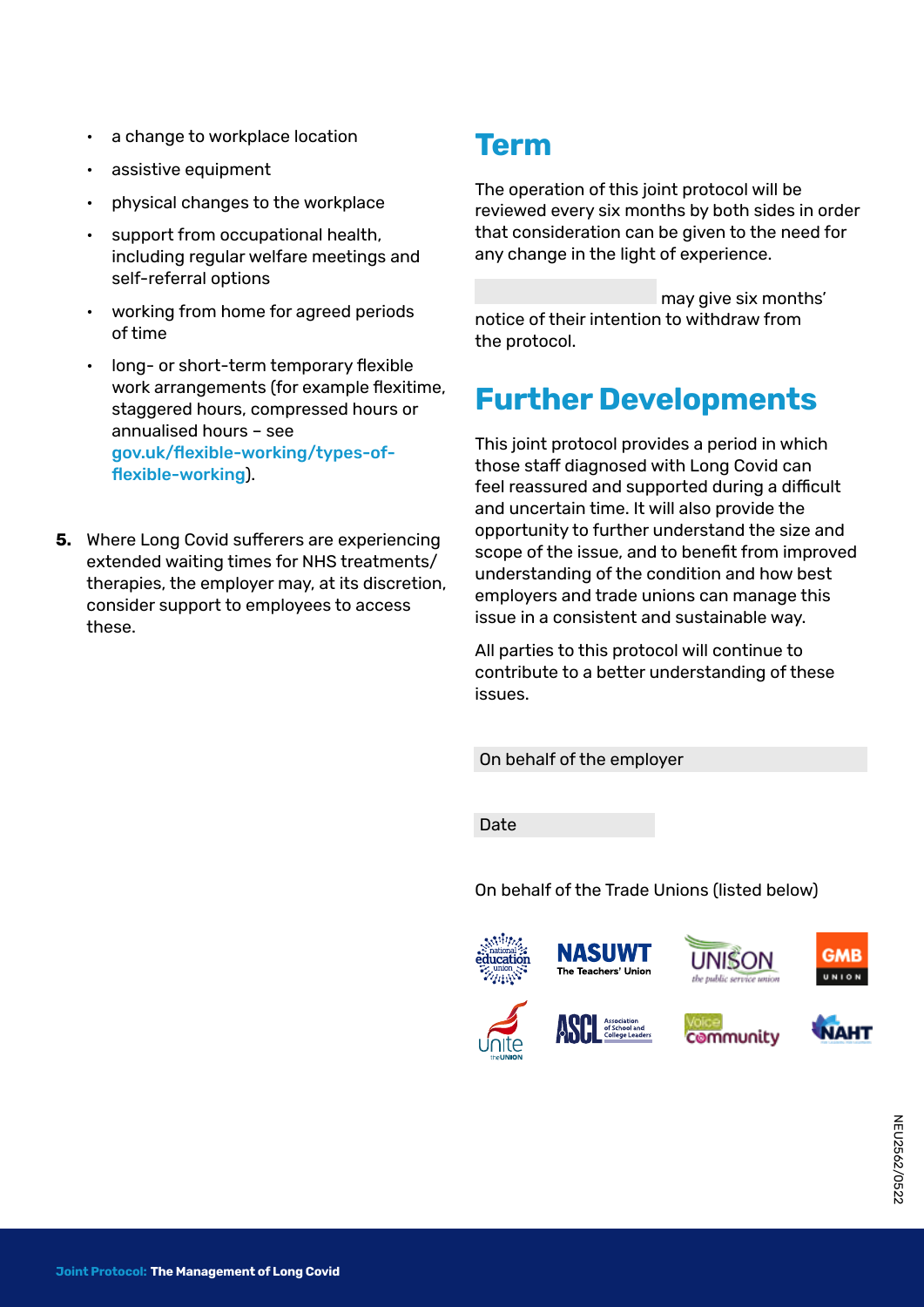- a change to workplace location
- assistive equipment
- physical changes to the workplace
- support from occupational health, including regular welfare meetings and self-referral options
- working from home for agreed periods of time
- long- or short-term temporary flexible work arrangements (for example flexitime, staggered hours, compressed hours or annualised hours – see gov.uk/flexible-working/types-of-flexible-working).

5. Where Long Covid sufferers are experiencing extended waiting times for NHS treatments/therapies, the employer may, at its discretion, consider support to employees to access these.

## Term

The operation of this joint protocol will be reviewed every six months by both sides in order that consideration can be given to the need for any change in the light of experience.

\_\_\_\_\_\_\_\_\_\_\_\_\_\_\_\_ may give six months' notice of their intention to withdraw from the protocol.

## Further Developments

This joint protocol provides a period in which those staff diagnosed with Long Covid can feel reassured and supported during a difficult and uncertain time. It will also provide the opportunity to further understand the size and scope of the issue, and to benefit from improved understanding of the condition and how best employers and trade unions can manage this issue in a consistent and sustainable way.

All parties to this protocol will continue to contribute to a better understanding of these issues.

On behalf of the employer

Date

On behalf of the Trade Unions (listed below)

national education union · NASUWT The Teachers' Union · UNISON the public service union · GMB UNION · Unite the UNION · ASCL Association of School and College Leaders · Voice Community · NAHT

NEU2562/0522